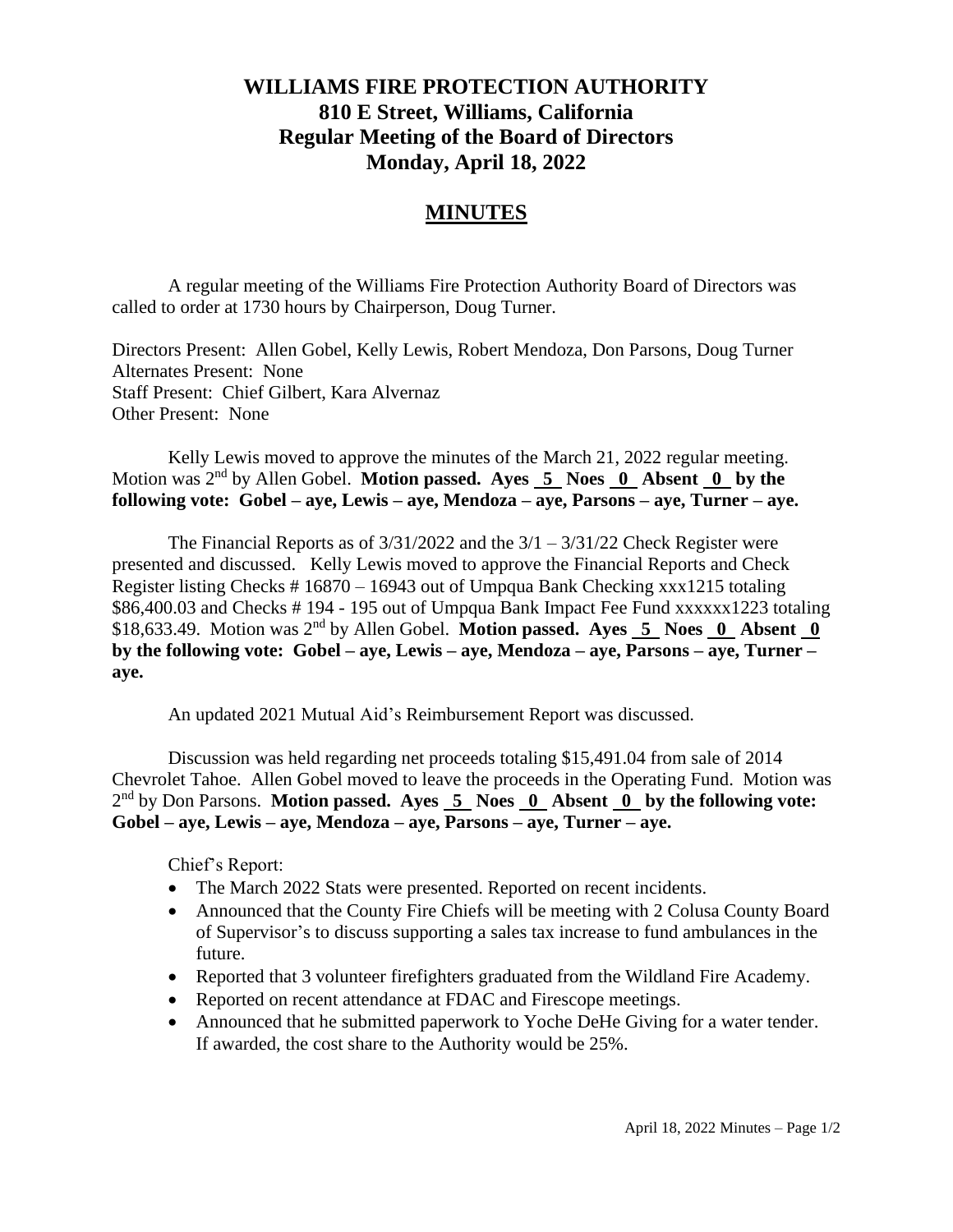# WILLIAMS FIRE PROTECTION AUTHORITY
## 810 E Street, Williams, California
## Regular Meeting of the Board of Directors
## Monday, April 18, 2022

## MINUTES

A regular meeting of the Williams Fire Protection Authority Board of Directors was called to order at 1730 hours by Chairperson, Doug Turner.

Directors Present: Allen Gobel, Kelly Lewis, Robert Mendoza, Don Parsons, Doug Turner
Alternates Present: None
Staff Present: Chief Gilbert, Kara Alvernaz
Other Present: None

Kelly Lewis moved to approve the minutes of the March 21, 2022 regular meeting. Motion was 2nd by Allen Gobel. **Motion passed. Ayes 5 Noes 0 Absent 0 by the following vote: Gobel – aye, Lewis – aye, Mendoza – aye, Parsons – aye, Turner – aye.**

The Financial Reports as of 3/31/2022 and the 3/1 – 3/31/22 Check Register were presented and discussed. Kelly Lewis moved to approve the Financial Reports and Check Register listing Checks # 16870 – 16943 out of Umpqua Bank Checking xxx1215 totaling $86,400.03 and Checks # 194 - 195 out of Umpqua Bank Impact Fee Fund xxxxxx1223 totaling $18,633.49. Motion was 2nd by Allen Gobel. **Motion passed. Ayes 5 Noes 0 Absent 0 by the following vote: Gobel – aye, Lewis – aye, Mendoza – aye, Parsons – aye, Turner – aye.**

An updated 2021 Mutual Aid's Reimbursement Report was discussed.

Discussion was held regarding net proceeds totaling $15,491.04 from sale of 2014 Chevrolet Tahoe. Allen Gobel moved to leave the proceeds in the Operating Fund. Motion was 2nd by Don Parsons. **Motion passed. Ayes 5 Noes 0 Absent 0 by the following vote: Gobel – aye, Lewis – aye, Mendoza – aye, Parsons – aye, Turner – aye.**

Chief's Report:

- The March 2022 Stats were presented. Reported on recent incidents.
- Announced that the County Fire Chiefs will be meeting with 2 Colusa County Board of Supervisor's to discuss supporting a sales tax increase to fund ambulances in the future.
- Reported that 3 volunteer firefighters graduated from the Wildland Fire Academy.
- Reported on recent attendance at FDAC and Firescope meetings.
- Announced that he submitted paperwork to Yoche DeHe Giving for a water tender. If awarded, the cost share to the Authority would be 25%.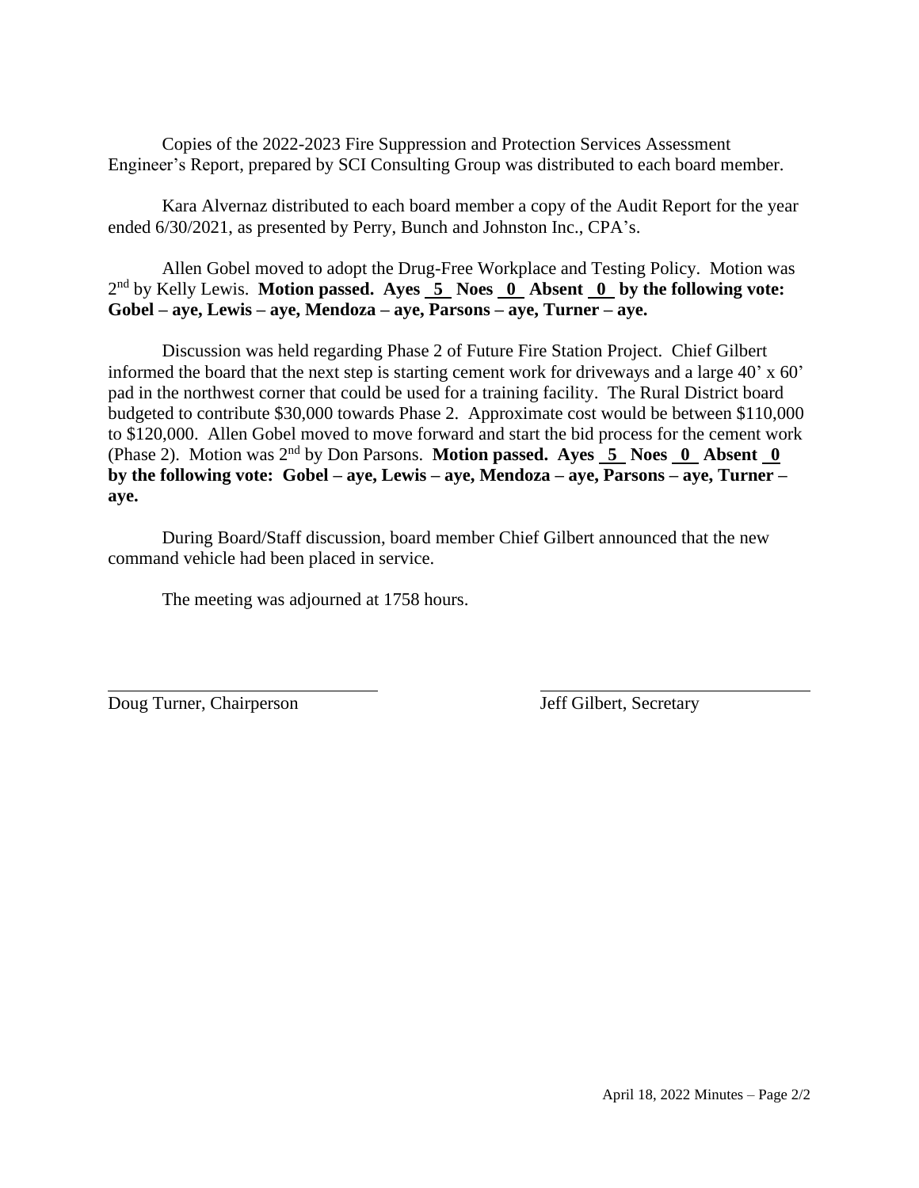Copies of the 2022-2023 Fire Suppression and Protection Services Assessment Engineer's Report, prepared by SCI Consulting Group was distributed to each board member.

Kara Alvernaz distributed to each board member a copy of the Audit Report for the year ended 6/30/2021, as presented by Perry, Bunch and Johnston Inc., CPA's.

Allen Gobel moved to adopt the Drug-Free Workplace and Testing Policy. Motion was 2nd by Kelly Lewis. **Motion passed. Ayes 5 Noes 0 Absent 0 by the following vote: Gobel – aye, Lewis – aye, Mendoza – aye, Parsons – aye, Turner – aye.**

Discussion was held regarding Phase 2 of Future Fire Station Project. Chief Gilbert informed the board that the next step is starting cement work for driveways and a large 40' x 60' pad in the northwest corner that could be used for a training facility. The Rural District board budgeted to contribute $30,000 towards Phase 2. Approximate cost would be between $110,000 to $120,000. Allen Gobel moved to move forward and start the bid process for the cement work (Phase 2). Motion was 2nd by Don Parsons. **Motion passed. Ayes 5 Noes 0 Absent 0 by the following vote: Gobel – aye, Lewis – aye, Mendoza – aye, Parsons – aye, Turner – aye.**

During Board/Staff discussion, board member Chief Gilbert announced that the new command vehicle had been placed in service.

The meeting was adjourned at 1758 hours.

Doug Turner, Chairperson

Jeff Gilbert, Secretary